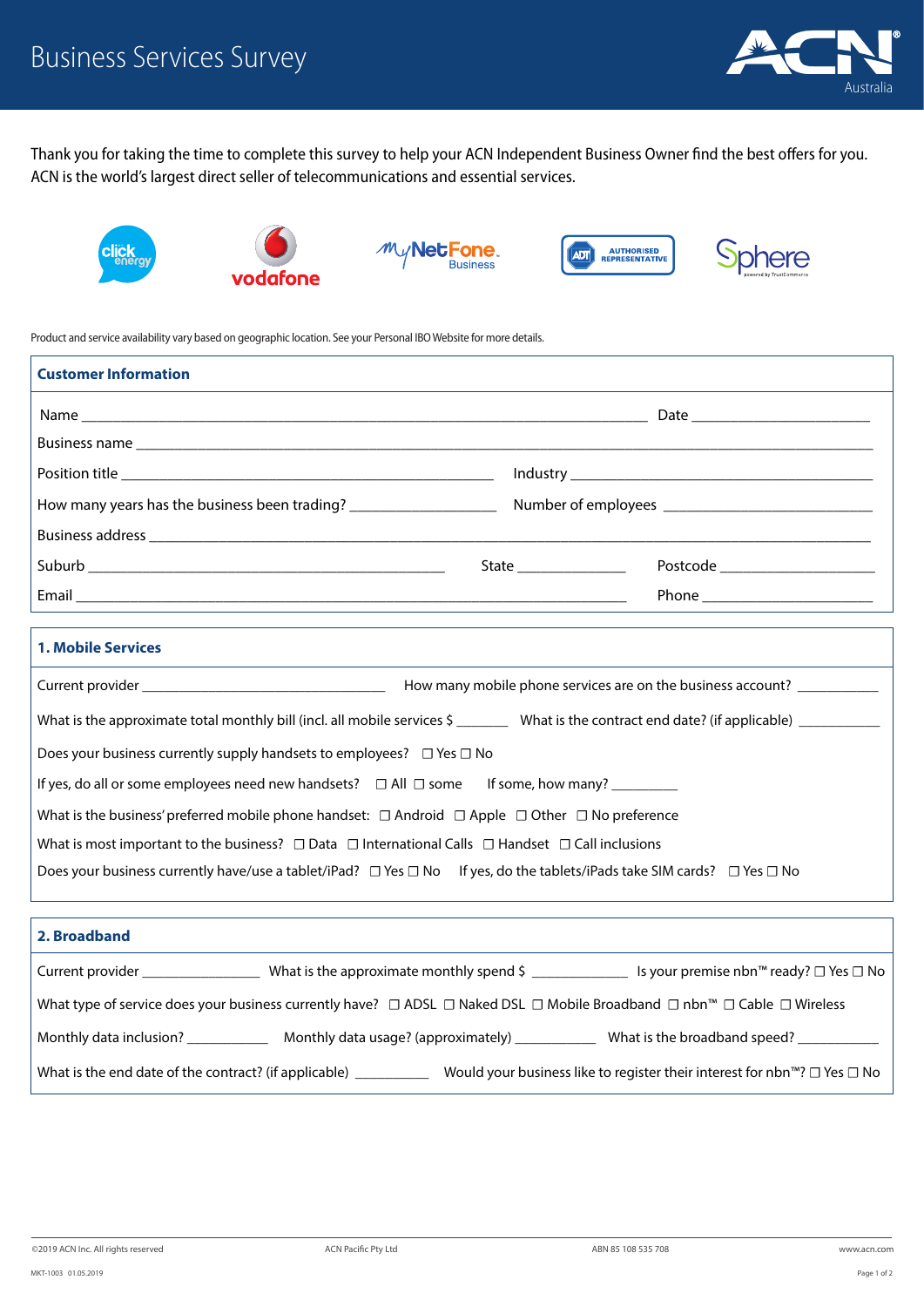# Business Services Survey

ACN Australia

Thank you for taking the time to complete this survey to help your ACN Independent Business Owner find the best offers for you. ACN is the world's largest direct seller of telecommunications and essential services.

Product and service availability vary based on geographic location. See your Personal IBO Website for more details.

## Customer Information

Name ______________________________ Date ______________

Business name ______________________________

Position title ______________________________ Industry ______________________________

How many years has the business been trading? ______________ Number of employees ______________

Business address ______________________________

Suburb ______________________________ State ______________ Postcode ______________

Email ______________________________ Phone ______________

## 1. Mobile Services

Current provider ______________________________ How many mobile phone services are on the business account? ______________

What is the approximate total monthly bill (incl. all mobile services $ ______________ What is the contract end date? (if applicable) ______________

Does your business currently supply handsets to employees? ☐ Yes ☐ No

If yes, do all or some employees need new handsets? ☐ All ☐ some If some, how many? ______________

What is the business' preferred mobile phone handset: ☐ Android ☐ Apple ☐ Other ☐ No preference

What is most important to the business? ☐ Data ☐ International Calls ☐ Handset ☐ Call inclusions

Does your business currently have/use a tablet/iPad? ☐ Yes ☐ No If yes, do the tablets/iPads take SIM cards? ☐ Yes ☐ No

## 2. Broadband

Current provider ______________ What is the approximate monthly spend $ ______________ Is your premise nbn™ ready? ☐ Yes ☐ No

What type of service does your business currently have? ☐ ADSL ☐ Naked DSL ☐ Mobile Broadband ☐ nbn™ ☐ Cable ☐ Wireless

Monthly data inclusion? ______________ Monthly data usage? (approximately) ______________ What is the broadband speed? ______________

What is the end date of the contract? (if applicable) ______________ Would your business like to register their interest for nbn™? ☐ Yes ☐ No

©2019 ACN Inc. All rights reserved ACN Pacific Pty Ltd ABN 85 108 535 708 www.acn.com

MKT-1003 01.05.2019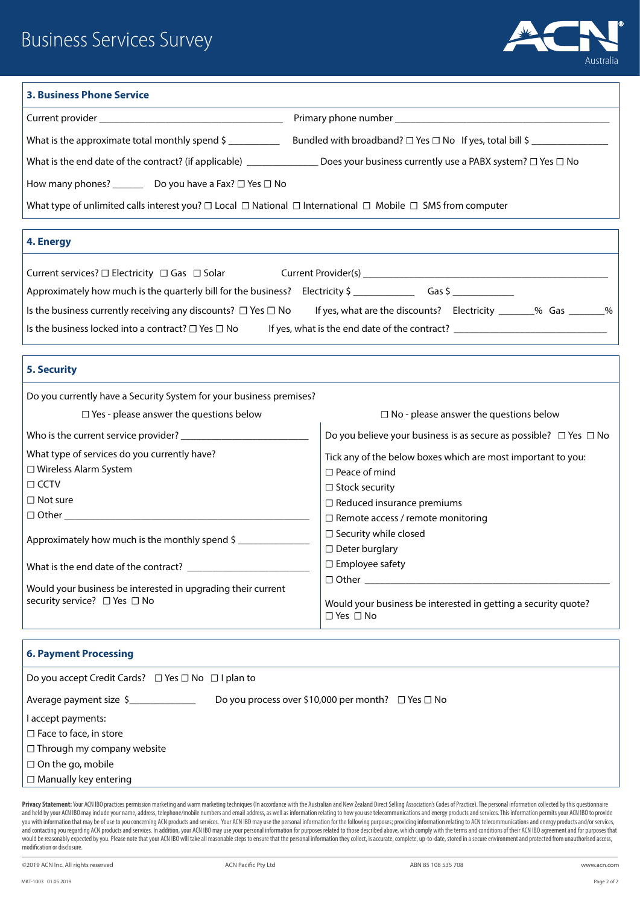# Business Services Survey

## 3. Business Phone Service

Current provider ___________________________________ Primary phone number ________________________________________

What is the approximate total monthly spend $ __________ Bundled with broadband? ☐ Yes ☐ No If yes, total bill $ _______________

What is the end date of the contract? (if applicable) ______________ Does your business currently use a PABX system? ☐ Yes ☐ No

How many phones? ______ Do you have a Fax? ☐ Yes ☐ No

What type of unlimited calls interest you? ☐ Local ☐ National ☐ International ☐ Mobile ☐ SMS from computer

## 4. Energy

Current services? ☐ Electricity ☐ Gas ☐ Solar Current Provider(s) ________________________________________________

Approximately how much is the quarterly bill for the business? Electricity $ ____________ Gas $ ____________

Is the business currently receiving any discounts? ☐ Yes ☐ No If yes, what are the discounts? Electricity _______% Gas _______%

Is the business locked into a contract? ☐ Yes ☐ No If yes, what is the end date of the contract? ______________________________

## 5. Security

Do you currently have a Security System for your business premises?

☐ Yes - please answer the questions below

Who is the current service provider? _________________________

What type of services do you currently have?

☐ Wireless Alarm System
☐ CCTV
☐ Not sure
☐ Other ______________________________________________

Approximately how much is the monthly spend $ ______________

What is the end date of the contract? ________________________

Would your business be interested in upgrading their current security service? ☐ Yes ☐ No

☐ No - please answer the questions below

Do you believe your business is as secure as possible? ☐ Yes ☐ No

Tick any of the below boxes which are most important to you:

☐ Peace of mind
☐ Stock security
☐ Reduced insurance premiums
☐ Remote access / remote monitoring
☐ Security while closed
☐ Deter burglary
☐ Employee safety
☐ Other ______________________________________________

Would your business be interested in getting a security quote? ☐ Yes ☐ No

## 6. Payment Processing

Do you accept Credit Cards? ☐ Yes ☐ No ☐ I plan to

Average payment size $_____________ Do you process over $10,000 per month? ☐ Yes ☐ No

I accept payments:

☐ Face to face, in store
☐ Through my company website
☐ On the go, mobile
☐ Manually key entering

**Privacy Statement:** Your ACN IBO practices permission marketing and warm marketing techniques (In accordance with the Australian and New Zealand Direct Selling Association's Codes of Practice). The personal information collected by this questionnaire and held by your ACN IBO may include your name, address, telephone/mobile numbers and email address, as well as information relating to how you use telecommunications and energy products and services. This information permits your ACN IBO to provide you with information that may be of use to you concerning ACN products and services. Your ACN IBO may use the personal information for the following purposes; providing information relating to ACN telecommunications and energy products and/or services, and contacting you regarding ACN products and services. In addition, your ACN IBO may use your personal information for purposes related to those described above, which comply with the terms and conditions of their ACN IBO agreement and for purposes that would be reasonably expected by you. Please note that your ACN IBO will take all reasonable steps to ensure that the personal information they collect, is accurate, complete, up-to-date, stored in a secure environment and protected from unauthorised access, modification or disclosure.

©2019 ACN Inc. All rights reserved ACN Pacific Pty Ltd ABN 85 108 535 708 www.acn.com

MKT-1003 01.05.2019